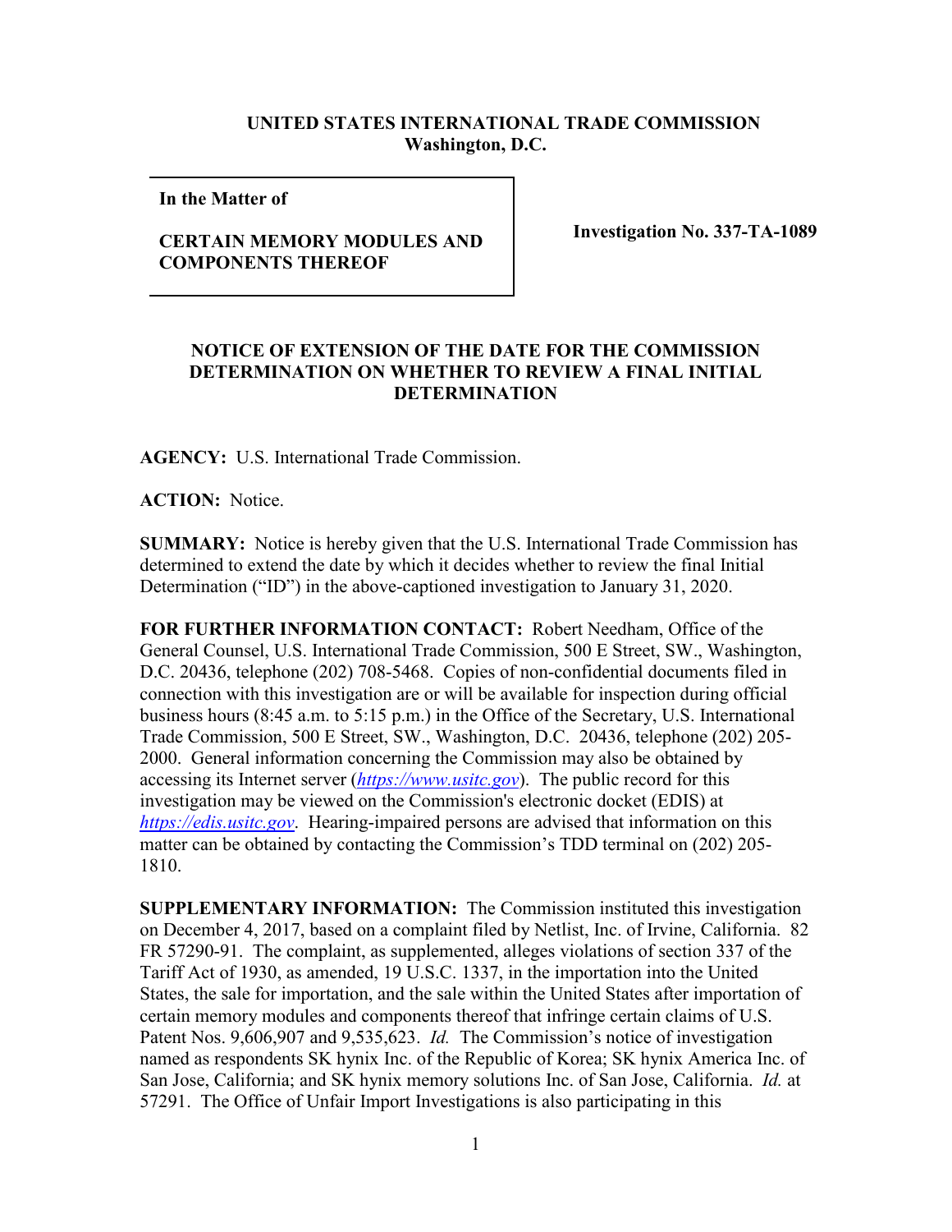**UNITED STATES INTERNATIONAL TRADE COMMISSION**
**Washington, D.C.**

**In the Matter of**

**CERTAIN MEMORY MODULES AND COMPONENTS THEREOF**

**Investigation No. 337-TA-1089**

**NOTICE OF EXTENSION OF THE DATE FOR THE COMMISSION DETERMINATION ON WHETHER TO REVIEW A FINAL INITIAL DETERMINATION**

**AGENCY:** U.S. International Trade Commission.

**ACTION:** Notice.

**SUMMARY:** Notice is hereby given that the U.S. International Trade Commission has determined to extend the date by which it decides whether to review the final Initial Determination ("ID") in the above-captioned investigation to January 31, 2020.

**FOR FURTHER INFORMATION CONTACT:** Robert Needham, Office of the General Counsel, U.S. International Trade Commission, 500 E Street, SW., Washington, D.C. 20436, telephone (202) 708-5468. Copies of non-confidential documents filed in connection with this investigation are or will be available for inspection during official business hours (8:45 a.m. to 5:15 p.m.) in the Office of the Secretary, U.S. International Trade Commission, 500 E Street, SW., Washington, D.C. 20436, telephone (202) 205-2000. General information concerning the Commission may also be obtained by accessing its Internet server (*https://www.usitc.gov*). The public record for this investigation may be viewed on the Commission's electronic docket (EDIS) at *https://edis.usitc.gov*. Hearing-impaired persons are advised that information on this matter can be obtained by contacting the Commission's TDD terminal on (202) 205-1810.

**SUPPLEMENTARY INFORMATION:** The Commission instituted this investigation on December 4, 2017, based on a complaint filed by Netlist, Inc. of Irvine, California. 82 FR 57290-91. The complaint, as supplemented, alleges violations of section 337 of the Tariff Act of 1930, as amended, 19 U.S.C. 1337, in the importation into the United States, the sale for importation, and the sale within the United States after importation of certain memory modules and components thereof that infringe certain claims of U.S. Patent Nos. 9,606,907 and 9,535,623. *Id.* The Commission's notice of investigation named as respondents SK hynix Inc. of the Republic of Korea; SK hynix America Inc. of San Jose, California; and SK hynix memory solutions Inc. of San Jose, California. *Id.* at 57291. The Office of Unfair Import Investigations is also participating in this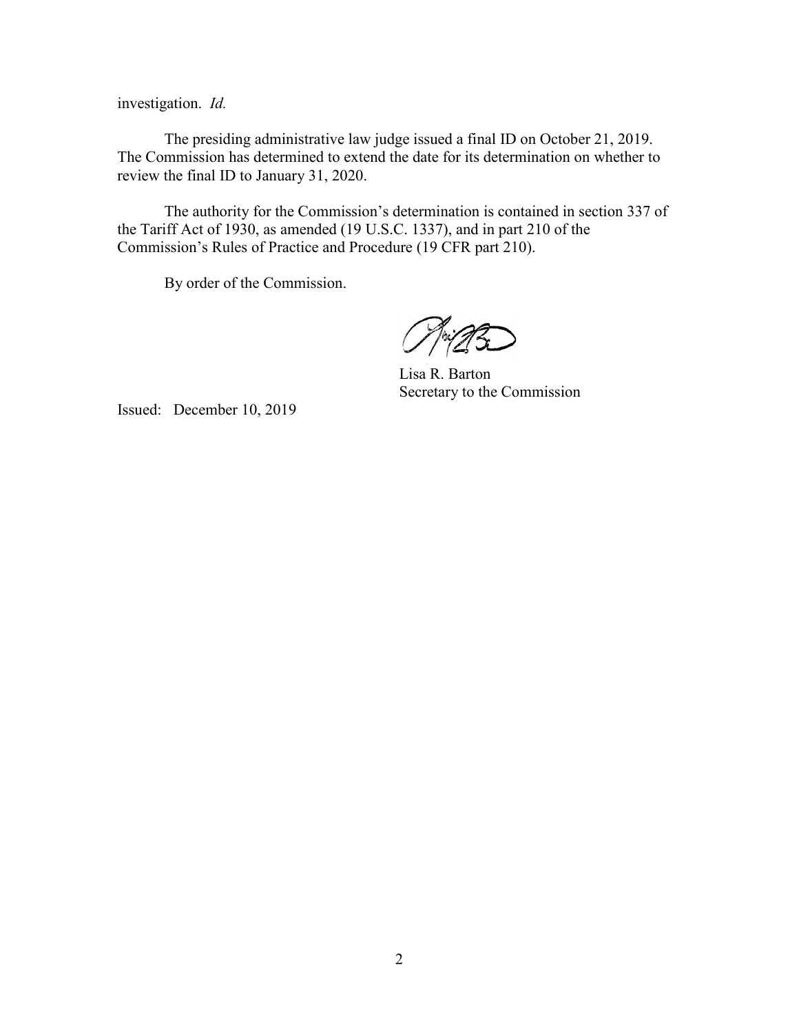investigation. *Id.*

The presiding administrative law judge issued a final ID on October 21, 2019. The Commission has determined to extend the date for its determination on whether to review the final ID to January 31, 2020.

The authority for the Commission's determination is contained in section 337 of the Tariff Act of 1930, as amended (19 U.S.C. 1337), and in part 210 of the Commission's Rules of Practice and Procedure (19 CFR part 210).

By order of the Commission.

Lisa R. Barton
Secretary to the Commission

Issued: December 10, 2019